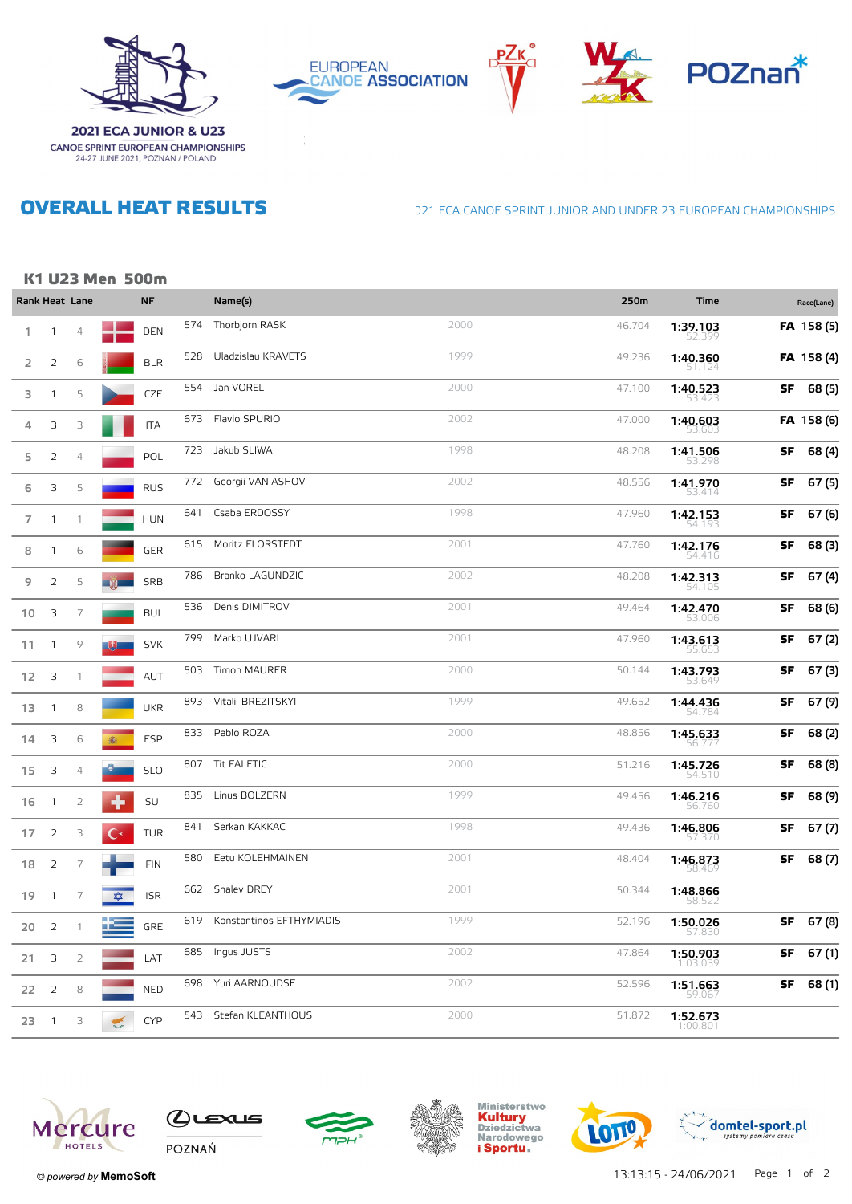2021 ECA JUNIOR & U23
CANOE SPRINT EUROPEAN CHAMPIONSHIPS
24-27 JUNE 2021, POZNAN / POLAND

# OVERALL HEAT RESULTS

2021 ECA CANOE SPRINT JUNIOR AND UNDER 23 EUROPEAN CHAMPIONSHIPS

## K1 U23 Men 500m

| Rank | Heat | Lane | NF | | Name(s) | | 250m | Time | Race(Lane) |
|---|---|---|---|---|---|---|---|---|---|
| 1 | 1 | 4 | DEN | 574 | Thorbjorn RASK | 2000 | 46.704 | 1:39.103 (52.399) | FA 158 (5) |
| 2 | 2 | 6 | BLR | 528 | Uladzislau KRAVETS | 1999 | 49.236 | 1:40.360 (51.124) | FA 158 (4) |
| 3 | 1 | 5 | CZE | 554 | Jan VOREL | 2000 | 47.100 | 1:40.523 (53.423) | SF 68 (5) |
| 4 | 3 | 3 | ITA | 673 | Flavio SPURIO | 2002 | 47.000 | 1:40.603 (53.603) | FA 158 (6) |
| 5 | 2 | 4 | POL | 723 | Jakub SLIWA | 1998 | 48.208 | 1:41.506 (53.298) | SF 68 (4) |
| 6 | 3 | 5 | RUS | 772 | Georgii VANIASHOV | 2002 | 48.556 | 1:41.970 (53.414) | SF 67 (5) |
| 7 | 1 | 1 | HUN | 641 | Csaba ERDOSSY | 1998 | 47.960 | 1:42.153 (54.193) | SF 67 (6) |
| 8 | 1 | 6 | GER | 615 | Moritz FLORSTEDT | 2001 | 47.760 | 1:42.176 (54.416) | SF 68 (3) |
| 9 | 2 | 5 | SRB | 786 | Branko LAGUNDZIC | 2002 | 48.208 | 1:42.313 (54.105) | SF 67 (4) |
| 10 | 3 | 7 | BUL | 536 | Denis DIMITROV | 2001 | 49.464 | 1:42.470 (53.006) | SF 68 (6) |
| 11 | 1 | 9 | SVK | 799 | Marko UJVARI | 2001 | 47.960 | 1:43.613 (55.653) | SF 67 (2) |
| 12 | 3 | 1 | AUT | 503 | Timon MAURER | 2000 | 50.144 | 1:43.793 (53.649) | SF 67 (3) |
| 13 | 1 | 8 | UKR | 893 | Vitalii BREZITSKYI | 1999 | 49.652 | 1:44.436 (54.784) | SF 67 (9) |
| 14 | 3 | 6 | ESP | 833 | Pablo ROZA | 2000 | 48.856 | 1:45.633 (56.777) | SF 68 (2) |
| 15 | 3 | 4 | SLO | 807 | Tit FALETIC | 2000 | 51.216 | 1:45.726 (54.510) | SF 68 (8) |
| 16 | 1 | 2 | SUI | 835 | Linus BOLZERN | 1999 | 49.456 | 1:46.216 (56.760) | SF 68 (9) |
| 17 | 2 | 3 | TUR | 841 | Serkan KAKKAC | 1998 | 49.436 | 1:46.806 (57.370) | SF 67 (7) |
| 18 | 2 | 7 | FIN | 580 | Eetu KOLEHMAINEN | 2001 | 48.404 | 1:46.873 (58.469) | SF 68 (7) |
| 19 | 1 | 7 | ISR | 662 | Shalev DREY | 2001 | 50.344 | 1:48.866 (58.522) | |
| 20 | 2 | 1 | GRE | 619 | Konstantinos EFTHYMIADIS | 1999 | 52.196 | 1:50.026 (57.830) | SF 67 (8) |
| 21 | 3 | 2 | LAT | 685 | Ingus JUSTS | 2002 | 47.864 | 1:50.903 (1:03.039) | SF 67 (1) |
| 22 | 2 | 8 | NED | 698 | Yuri AARNOUDSE | 2002 | 52.596 | 1:51.663 (59.067) | SF 68 (1) |
| 23 | 1 | 3 | CYP | 543 | Stefan KLEANTHOUS | 2000 | 51.872 | 1:52.673 (1:00.801) | |

© powered by MemoSoft

13:13:15 - 24/06/2021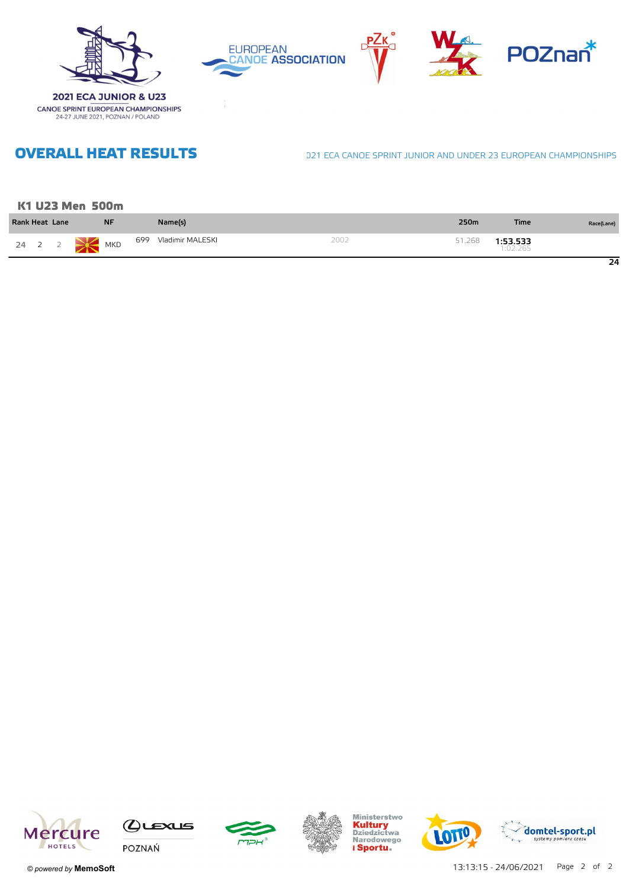2021 ECA JUNIOR & U23
CANOE SPRINT EUROPEAN CHAMPIONSHIPS
24-27 JUNE 2021, POZNAN / POLAND

## OVERALL HEAT RESULTS

021 ECA CANOE SPRINT JUNIOR AND UNDER 23 EUROPEAN CHAMPIONSHIPS

### K1 U23 Men 500m

| Rank | Heat | Lane | NF | | Name(s) | | 250m | Time | Race(Lane) |
|---|---|---|---|---|---|---|---|---|---|
| 24 | 2 | 2 | MKD | 699 | Vladimir MALESKI | 2002 | 51.268 | **1:53.533** 1:02.265 | |

24

© powered by **MemoSoft**

13:13:15 - 24/06/2021